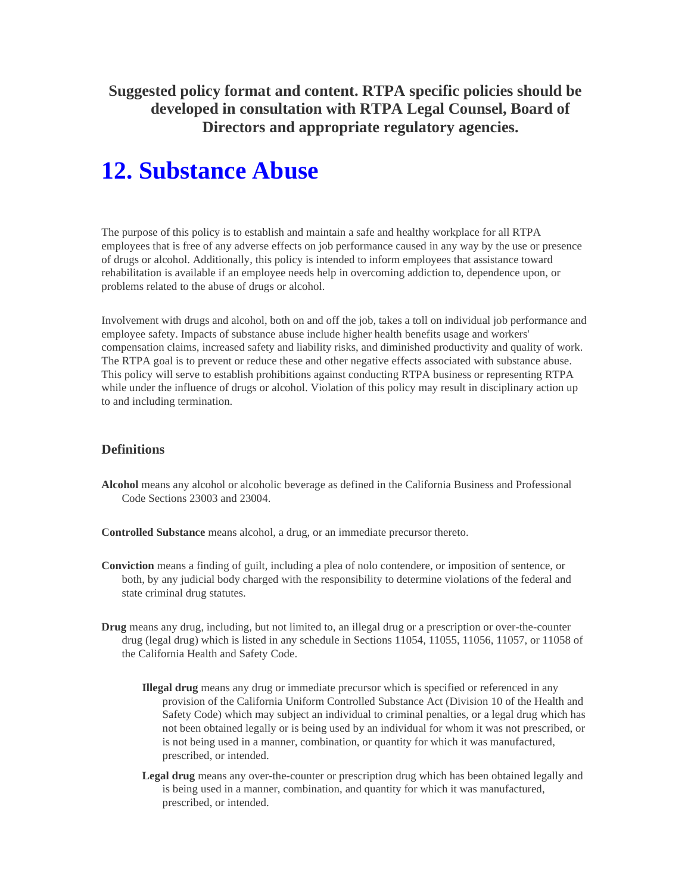**Suggested policy format and content. RTPA specific policies should be developed in consultation with RTPA Legal Counsel, Board of Directors and appropriate regulatory agencies.**

# 12. Substance Abuse

The purpose of this policy is to establish and maintain a safe and healthy workplace for all RTPA employees that is free of any adverse effects on job performance caused in any way by the use or presence of drugs or alcohol. Additionally, this policy is intended to inform employees that assistance toward rehabilitation is available if an employee needs help in overcoming addiction to, dependence upon, or problems related to the abuse of drugs or alcohol.

Involvement with drugs and alcohol, both on and off the job, takes a toll on individual job performance and employee safety. Impacts of substance abuse include higher health benefits usage and workers' compensation claims, increased safety and liability risks, and diminished productivity and quality of work. The RTPA goal is to prevent or reduce these and other negative effects associated with substance abuse. This policy will serve to establish prohibitions against conducting RTPA business or representing RTPA while under the influence of drugs or alcohol. Violation of this policy may result in disciplinary action up to and including termination.

### Definitions

**Alcohol** means any alcohol or alcoholic beverage as defined in the California Business and Professional Code Sections 23003 and 23004.

**Controlled Substance** means alcohol, a drug, or an immediate precursor thereto.

**Conviction** means a finding of guilt, including a plea of nolo contendere, or imposition of sentence, or both, by any judicial body charged with the responsibility to determine violations of the federal and state criminal drug statutes.

**Drug** means any drug, including, but not limited to, an illegal drug or a prescription or over-the-counter drug (legal drug) which is listed in any schedule in Sections 11054, 11055, 11056, 11057, or 11058 of the California Health and Safety Code.

- **Illegal drug** means any drug or immediate precursor which is specified or referenced in any provision of the California Uniform Controlled Substance Act (Division 10 of the Health and Safety Code) which may subject an individual to criminal penalties, or a legal drug which has not been obtained legally or is being used by an individual for whom it was not prescribed, or is not being used in a manner, combination, or quantity for which it was manufactured, prescribed, or intended.
- **Legal drug** means any over-the-counter or prescription drug which has been obtained legally and is being used in a manner, combination, and quantity for which it was manufactured, prescribed, or intended.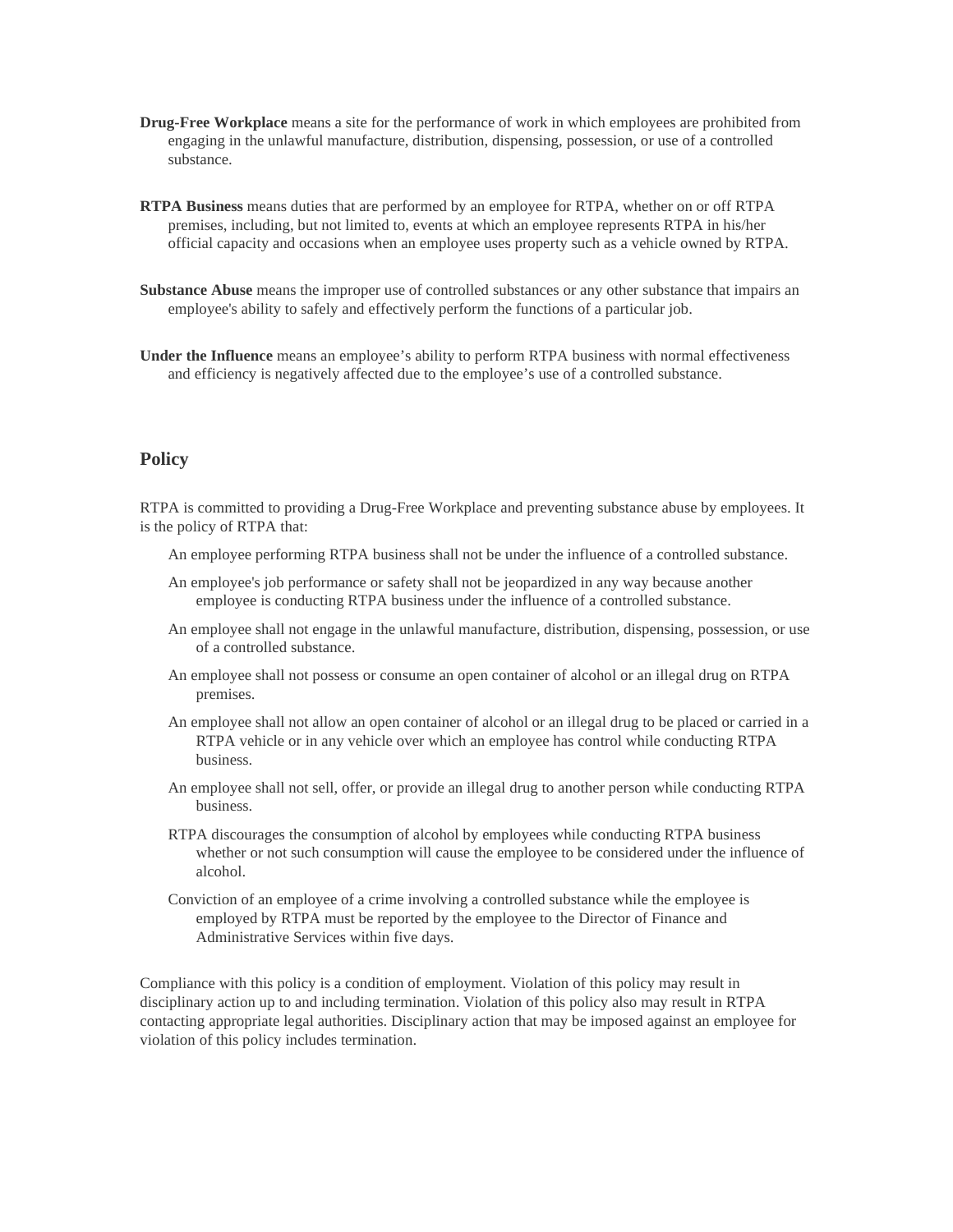**Drug-Free Workplace** means a site for the performance of work in which employees are prohibited from engaging in the unlawful manufacture, distribution, dispensing, possession, or use of a controlled substance.

**RTPA Business** means duties that are performed by an employee for RTPA, whether on or off RTPA premises, including, but not limited to, events at which an employee represents RTPA in his/her official capacity and occasions when an employee uses property such as a vehicle owned by RTPA.

**Substance Abuse** means the improper use of controlled substances or any other substance that impairs an employee's ability to safely and effectively perform the functions of a particular job.

**Under the Influence** means an employee's ability to perform RTPA business with normal effectiveness and efficiency is negatively affected due to the employee's use of a controlled substance.

## Policy

RTPA is committed to providing a Drug-Free Workplace and preventing substance abuse by employees. It is the policy of RTPA that:

- An employee performing RTPA business shall not be under the influence of a controlled substance.
- An employee's job performance or safety shall not be jeopardized in any way because another employee is conducting RTPA business under the influence of a controlled substance.
- An employee shall not engage in the unlawful manufacture, distribution, dispensing, possession, or use of a controlled substance.
- An employee shall not possess or consume an open container of alcohol or an illegal drug on RTPA premises.
- An employee shall not allow an open container of alcohol or an illegal drug to be placed or carried in a RTPA vehicle or in any vehicle over which an employee has control while conducting RTPA business.
- An employee shall not sell, offer, or provide an illegal drug to another person while conducting RTPA business.
- RTPA discourages the consumption of alcohol by employees while conducting RTPA business whether or not such consumption will cause the employee to be considered under the influence of alcohol.
- Conviction of an employee of a crime involving a controlled substance while the employee is employed by RTPA must be reported by the employee to the Director of Finance and Administrative Services within five days.

Compliance with this policy is a condition of employment. Violation of this policy may result in disciplinary action up to and including termination. Violation of this policy also may result in RTPA contacting appropriate legal authorities. Disciplinary action that may be imposed against an employee for violation of this policy includes termination.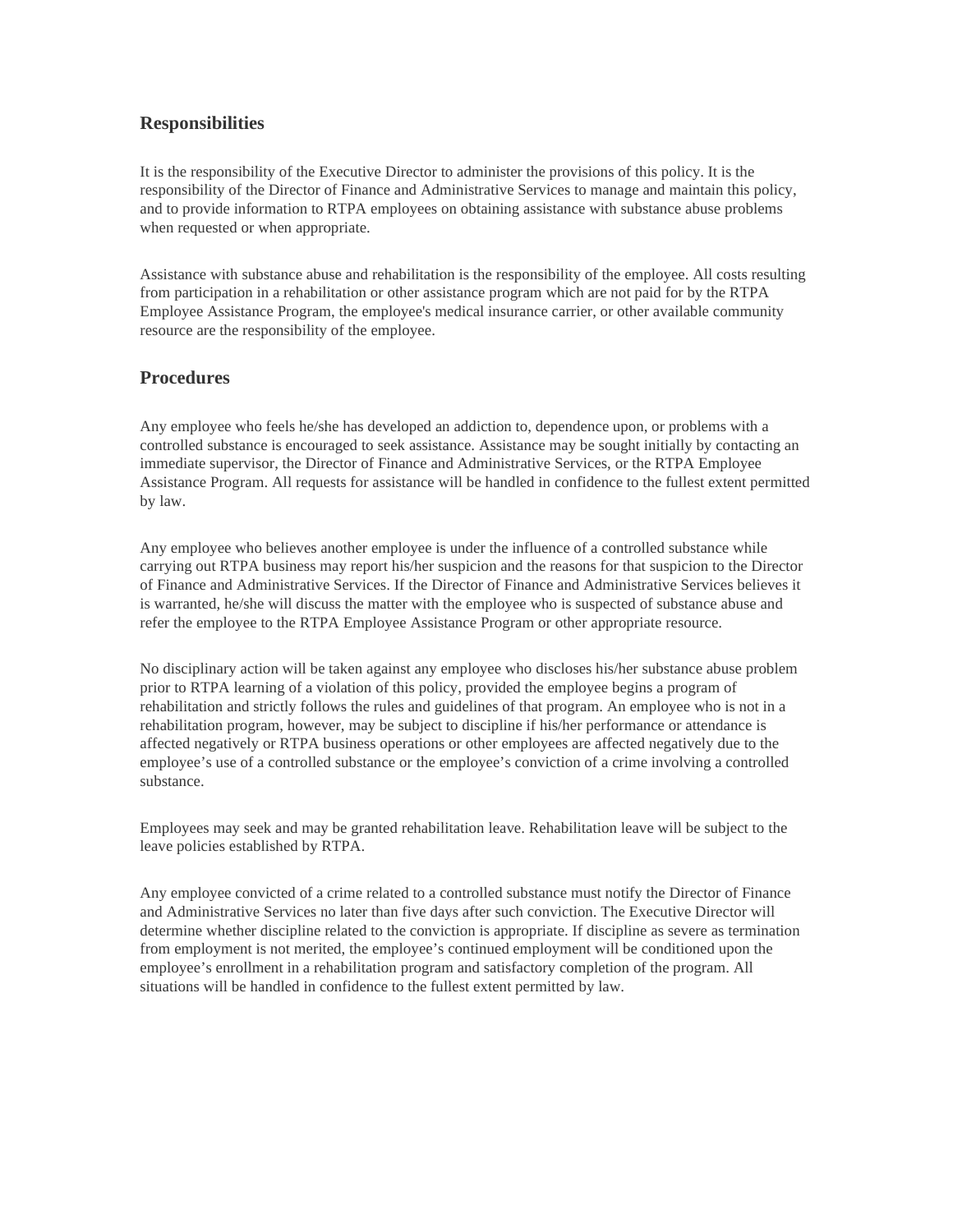## Responsibilities

It is the responsibility of the Executive Director to administer the provisions of this policy. It is the responsibility of the Director of Finance and Administrative Services to manage and maintain this policy, and to provide information to RTPA employees on obtaining assistance with substance abuse problems when requested or when appropriate.

Assistance with substance abuse and rehabilitation is the responsibility of the employee. All costs resulting from participation in a rehabilitation or other assistance program which are not paid for by the RTPA Employee Assistance Program, the employee's medical insurance carrier, or other available community resource are the responsibility of the employee.

## Procedures

Any employee who feels he/she has developed an addiction to, dependence upon, or problems with a controlled substance is encouraged to seek assistance. Assistance may be sought initially by contacting an immediate supervisor, the Director of Finance and Administrative Services, or the RTPA Employee Assistance Program. All requests for assistance will be handled in confidence to the fullest extent permitted by law.

Any employee who believes another employee is under the influence of a controlled substance while carrying out RTPA business may report his/her suspicion and the reasons for that suspicion to the Director of Finance and Administrative Services. If the Director of Finance and Administrative Services believes it is warranted, he/she will discuss the matter with the employee who is suspected of substance abuse and refer the employee to the RTPA Employee Assistance Program or other appropriate resource.

No disciplinary action will be taken against any employee who discloses his/her substance abuse problem prior to RTPA learning of a violation of this policy, provided the employee begins a program of rehabilitation and strictly follows the rules and guidelines of that program. An employee who is not in a rehabilitation program, however, may be subject to discipline if his/her performance or attendance is affected negatively or RTPA business operations or other employees are affected negatively due to the employee's use of a controlled substance or the employee's conviction of a crime involving a controlled substance.

Employees may seek and may be granted rehabilitation leave. Rehabilitation leave will be subject to the leave policies established by RTPA.

Any employee convicted of a crime related to a controlled substance must notify the Director of Finance and Administrative Services no later than five days after such conviction. The Executive Director will determine whether discipline related to the conviction is appropriate. If discipline as severe as termination from employment is not merited, the employee's continued employment will be conditioned upon the employee's enrollment in a rehabilitation program and satisfactory completion of the program. All situations will be handled in confidence to the fullest extent permitted by law.